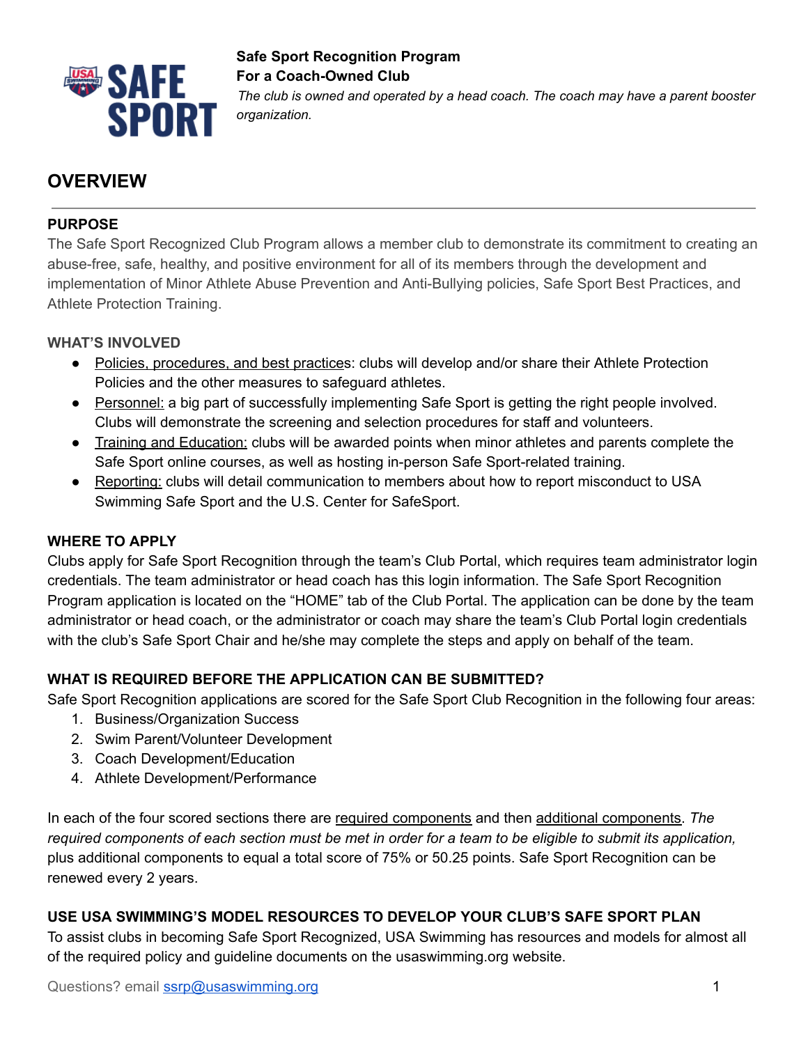**Safe Sport Recognition Program**
**For a Coach-Owned Club**
*The club is owned and operated by a head coach. The coach may have a parent booster organization.*

# OVERVIEW

### PURPOSE

The Safe Sport Recognized Club Program allows a member club to demonstrate its commitment to creating an abuse-free, safe, healthy, and positive environment for all of its members through the development and implementation of Minor Athlete Abuse Prevention and Anti-Bullying policies, Safe Sport Best Practices, and Athlete Protection Training.

### WHAT'S INVOLVED

- Policies, procedures, and best practices: clubs will develop and/or share their Athlete Protection Policies and the other measures to safeguard athletes.
- Personnel: a big part of successfully implementing Safe Sport is getting the right people involved. Clubs will demonstrate the screening and selection procedures for staff and volunteers.
- Training and Education: clubs will be awarded points when minor athletes and parents complete the Safe Sport online courses, as well as hosting in-person Safe Sport-related training.
- Reporting: clubs will detail communication to members about how to report misconduct to USA Swimming Safe Sport and the U.S. Center for SafeSport.

### WHERE TO APPLY

Clubs apply for Safe Sport Recognition through the team's Club Portal, which requires team administrator login credentials. The team administrator or head coach has this login information. The Safe Sport Recognition Program application is located on the "HOME" tab of the Club Portal. The application can be done by the team administrator or head coach, or the administrator or coach may share the team's Club Portal login credentials with the club's Safe Sport Chair and he/she may complete the steps and apply on behalf of the team.

### WHAT IS REQUIRED BEFORE THE APPLICATION CAN BE SUBMITTED?

Safe Sport Recognition applications are scored for the Safe Sport Club Recognition in the following four areas:

1. Business/Organization Success
2. Swim Parent/Volunteer Development
3. Coach Development/Education
4. Athlete Development/Performance

In each of the four scored sections there are required components and then additional components. *The required components of each section must be met in order for a team to be eligible to submit its application,* plus additional components to equal a total score of 75% or 50.25 points. Safe Sport Recognition can be renewed every 2 years.

### USE USA SWIMMING'S MODEL RESOURCES TO DEVELOP YOUR CLUB'S SAFE SPORT PLAN

To assist clubs in becoming Safe Sport Recognized, USA Swimming has resources and models for almost all of the required policy and guideline documents on the usaswimming.org website.

Questions? email ssrp@usaswimming.org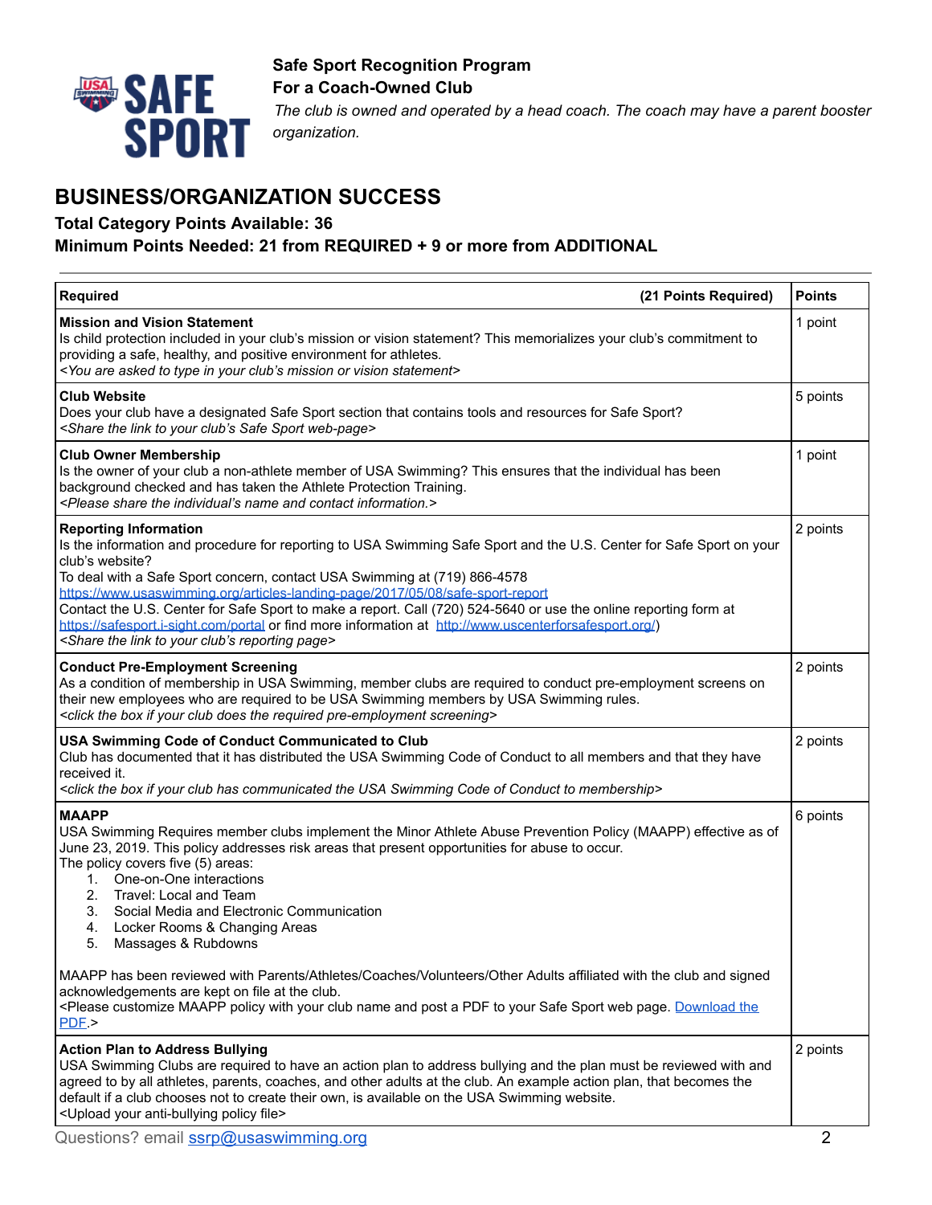**Safe Sport Recognition Program**
**For a Coach-Owned Club**
*The club is owned and operated by a head coach. The coach may have a parent booster organization.*

# BUSINESS/ORGANIZATION SUCCESS

**Total Category Points Available: 36**
**Minimum Points Needed: 21 from REQUIRED + 9 or more from ADDITIONAL**

| **Required** (21 Points Required) | **Points** |
|---|---|
| **Mission and Vision Statement**<br>Is child protection included in your club's mission or vision statement? This memorializes your club's commitment to providing a safe, healthy, and positive environment for athletes.<br>*<You are asked to type in your club's mission or vision statement>* | 1 point |
| **Club Website**<br>Does your club have a designated Safe Sport section that contains tools and resources for Safe Sport?<br>*<Share the link to your club's Safe Sport web-page>* | 5 points |
| **Club Owner Membership**<br>Is the owner of your club a non-athlete member of USA Swimming? This ensures that the individual has been background checked and has taken the Athlete Protection Training.<br>*<Please share the individual's name and contact information.>* | 1 point |
| **Reporting Information**<br>Is the information and procedure for reporting to USA Swimming Safe Sport and the U.S. Center for Safe Sport on your club's website?<br>To deal with a Safe Sport concern, contact USA Swimming at (719) 866-4578 https://www.usaswimming.org/articles-landing-page/2017/05/08/safe-sport-report<br>Contact the U.S. Center for Safe Sport to make a report. Call (720) 524-5640 or use the online reporting form at https://safesport.i-sight.com/portal or find more information at http://www.uscenterforsafesport.org/)<br>*<Share the link to your club's reporting page>* | 2 points |
| **Conduct Pre-Employment Screening**<br>As a condition of membership in USA Swimming, member clubs are required to conduct pre-employment screens on their new employees who are required to be USA Swimming members by USA Swimming rules.<br>*<click the box if your club does the required pre-employment screening>* | 2 points |
| **USA Swimming Code of Conduct Communicated to Club**<br>Club has documented that it has distributed the USA Swimming Code of Conduct to all members and that they have received it.<br>*<click the box if your club has communicated the USA Swimming Code of Conduct to membership>* | 2 points |
| **MAAPP**<br>USA Swimming Requires member clubs implement the Minor Athlete Abuse Prevention Policy (MAAPP) effective as of June 23, 2019. This policy addresses risk areas that present opportunities for abuse to occur.<br>The policy covers five (5) areas:<br>1. One-on-One interactions<br>2. Travel: Local and Team<br>3. Social Media and Electronic Communication<br>4. Locker Rooms & Changing Areas<br>5. Massages & Rubdowns<br><br>MAAPP has been reviewed with Parents/Athletes/Coaches/Volunteers/Other Adults affiliated with the club and signed acknowledgements are kept on file at the club.<br><Please customize MAAPP policy with your club name and post a PDF to your Safe Sport web page. Download the PDF.> | 6 points |
| **Action Plan to Address Bullying**<br>USA Swimming Clubs are required to have an action plan to address bullying and the plan must be reviewed with and agreed to by all athletes, parents, coaches, and other adults at the club. An example action plan, that becomes the default if a club chooses not to create their own, is available on the USA Swimming website.<br><Upload your anti-bullying policy file> | 2 points |

Questions? email ssrp@usaswimming.org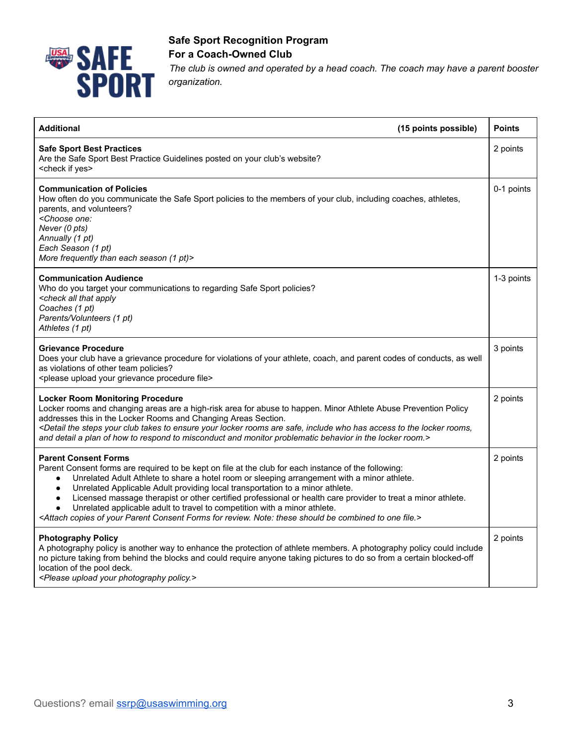**Safe Sport Recognition Program**
**For a Coach-Owned Club**
*The club is owned and operated by a head coach. The coach may have a parent booster organization.*

| **Additional** (15 points possible) | **Points** |
|---|---|
| **Safe Sport Best Practices**<br>Are the Safe Sport Best Practice Guidelines posted on your club's website?<br><check if yes> | 2 points |
| **Communication of Policies**<br>How often do you communicate the Safe Sport policies to the members of your club, including coaches, athletes, parents, and volunteers?<br>*<Choose one:*<br>*Never (0 pts)*<br>*Annually (1 pt)*<br>*Each Season (1 pt)*<br>*More frequently than each season (1 pt)>* | 0-1 points |
| **Communication Audience**<br>Who do you target your communications to regarding Safe Sport policies?<br>*<check all that apply*<br>*Coaches (1 pt)*<br>*Parents/Volunteers (1 pt)*<br>*Athletes (1 pt)* | 1-3 points |
| **Grievance Procedure**<br>Does your club have a grievance procedure for violations of your athlete, coach, and parent codes of conducts, as well as violations of other team policies?<br><please upload your grievance procedure file> | 3 points |
| **Locker Room Monitoring Procedure**<br>Locker rooms and changing areas are a high-risk area for abuse to happen. Minor Athlete Abuse Prevention Policy addresses this in the Locker Rooms and Changing Areas Section.<br>*<Detail the steps your club takes to ensure your locker rooms are safe, include who has access to the locker rooms, and detail a plan of how to respond to misconduct and monitor problematic behavior in the locker room.>* | 2 points |
| **Parent Consent Forms**<br>Parent Consent forms are required to be kept on file at the club for each instance of the following:<br>• Unrelated Adult Athlete to share a hotel room or sleeping arrangement with a minor athlete.<br>• Unrelated Applicable Adult providing local transportation to a minor athlete.<br>• Licensed massage therapist or other certified professional or health care provider to treat a minor athlete.<br>• Unrelated applicable adult to travel to competition with a minor athlete.<br>*<Attach copies of your Parent Consent Forms for review. Note: these should be combined to one file.>* | 2 points |
| **Photography Policy**<br>A photography policy is another way to enhance the protection of athlete members. A photography policy could include no picture taking from behind the blocks and could require anyone taking pictures to do so from a certain blocked-off location of the pool deck.<br>*<Please upload your photography policy.>* | 2 points |

Questions? email ssrp@usaswimming.org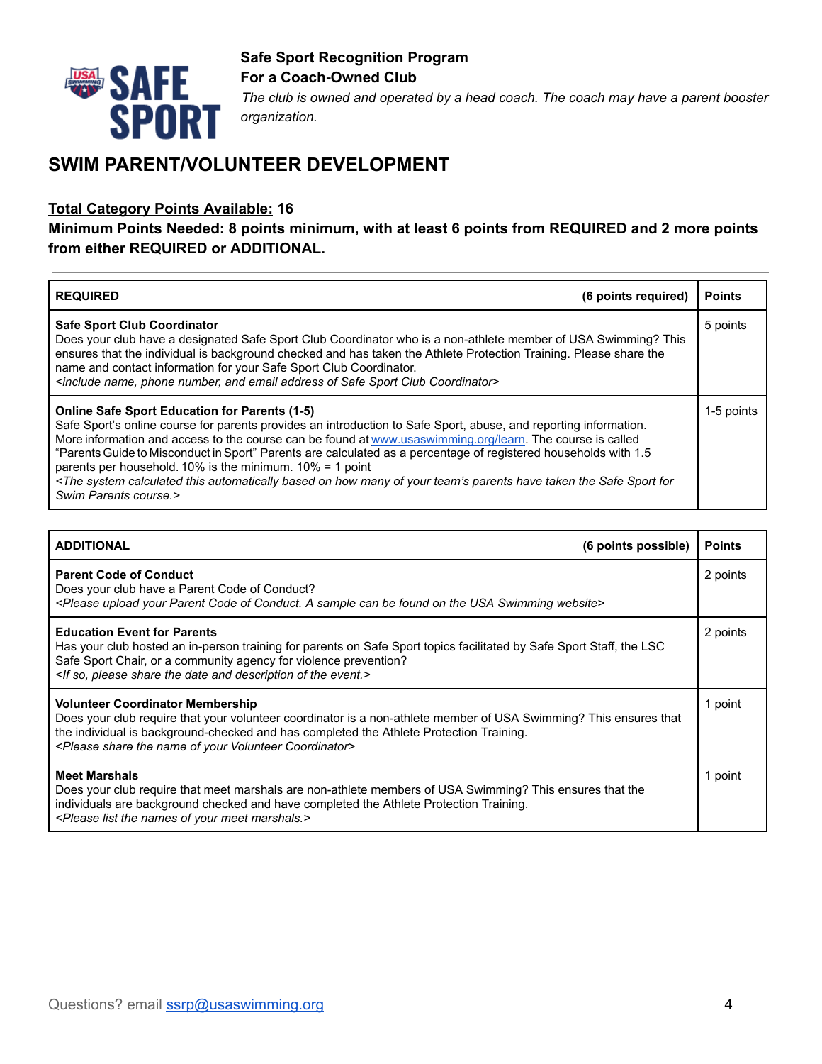**Safe Sport Recognition Program**
**For a Coach-Owned Club**
*The club is owned and operated by a head coach. The coach may have a parent booster organization.*

# SWIM PARENT/VOLUNTEER DEVELOPMENT

**Total Category Points Available: 16**
**Minimum Points Needed: 8 points minimum, with at least 6 points from REQUIRED and 2 more points from either REQUIRED or ADDITIONAL.**

---

| REQUIRED (6 points required) | Points |
|---|---|
| **Safe Sport Club Coordinator**<br>Does your club have a designated Safe Sport Club Coordinator who is a non-athlete member of USA Swimming? This ensures that the individual is background checked and has taken the Athlete Protection Training. Please share the name and contact information for your Safe Sport Club Coordinator.<br>*<include name, phone number, and email address of Safe Sport Club Coordinator>* | 5 points |
| **Online Safe Sport Education for Parents (1-5)**<br>Safe Sport's online course for parents provides an introduction to Safe Sport, abuse, and reporting information. More information and access to the course can be found at www.usaswimming.org/learn. The course is called "Parents Guide to Misconduct in Sport" Parents are calculated as a percentage of registered households with 1.5 parents per household. 10% is the minimum. 10% = 1 point<br>*<The system calculated this automatically based on how many of your team's parents have taken the Safe Sport for Swim Parents course.>* | 1-5 points |

| ADDITIONAL (6 points possible) | Points |
|---|---|
| **Parent Code of Conduct**<br>Does your club have a Parent Code of Conduct?<br>*<Please upload your Parent Code of Conduct. A sample can be found on the USA Swimming website>* | 2 points |
| **Education Event for Parents**<br>Has your club hosted an in-person training for parents on Safe Sport topics facilitated by Safe Sport Staff, the LSC Safe Sport Chair, or a community agency for violence prevention?<br>*<If so, please share the date and description of the event.>* | 2 points |
| **Volunteer Coordinator Membership**<br>Does your club require that your volunteer coordinator is a non-athlete member of USA Swimming? This ensures that the individual is background-checked and has completed the Athlete Protection Training.<br>*<Please share the name of your Volunteer Coordinator>* | 1 point |
| **Meet Marshals**<br>Does your club require that meet marshals are non-athlete members of USA Swimming? This ensures that the individuals are background checked and have completed the Athlete Protection Training.<br>*<Please list the names of your meet marshals.>* | 1 point |

Questions? email ssrp@usaswimming.org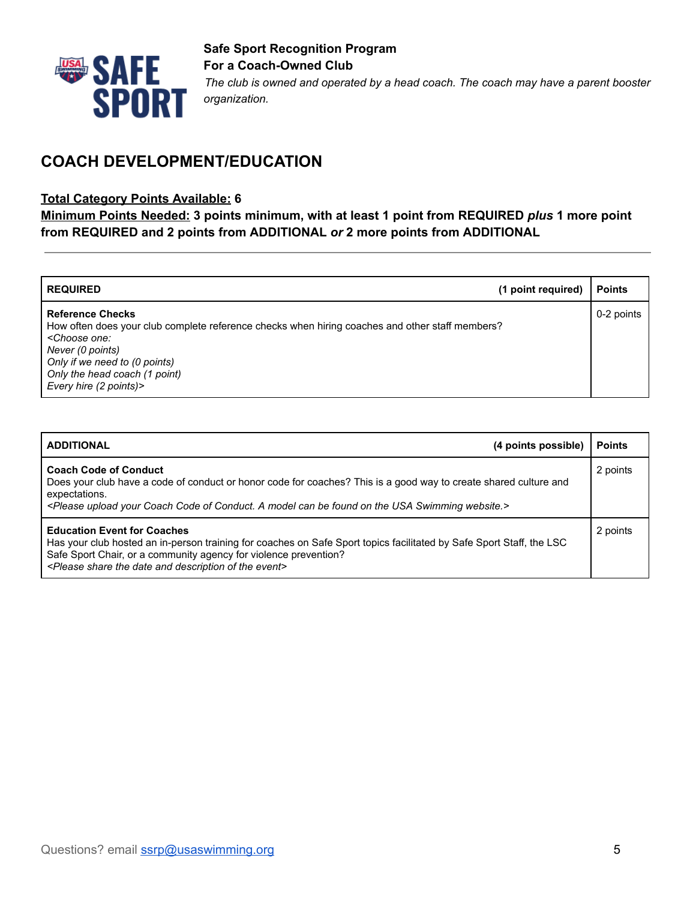**Safe Sport Recognition Program**
**For a Coach-Owned Club**
*The club is owned and operated by a head coach. The coach may have a parent booster organization.*

## COACH DEVELOPMENT/EDUCATION

**Total Category Points Available: 6**
**Minimum Points Needed: 3 points minimum, with at least 1 point from REQUIRED *plus* 1 more point from REQUIRED and 2 points from ADDITIONAL *or* 2 more points from ADDITIONAL**

---

| REQUIRED (1 point required) | Points |
| --- | --- |
| **Reference Checks**<br>How often does your club complete reference checks when hiring coaches and other staff members?<br>*<Choose one:*<br>*Never (0 points)*<br>*Only if we need to (0 points)*<br>*Only the head coach (1 point)*<br>*Every hire (2 points)>* | 0-2 points |

| ADDITIONAL (4 points possible) | Points |
| --- | --- |
| **Coach Code of Conduct**<br>Does your club have a code of conduct or honor code for coaches? This is a good way to create shared culture and expectations.<br>*<Please upload your Coach Code of Conduct. A model can be found on the USA Swimming website.>* | 2 points |
| **Education Event for Coaches**<br>Has your club hosted an in-person training for coaches on Safe Sport topics facilitated by Safe Sport Staff, the LSC Safe Sport Chair, or a community agency for violence prevention?<br>*<Please share the date and description of the event>* | 2 points |

Questions? email ssrp@usaswimming.org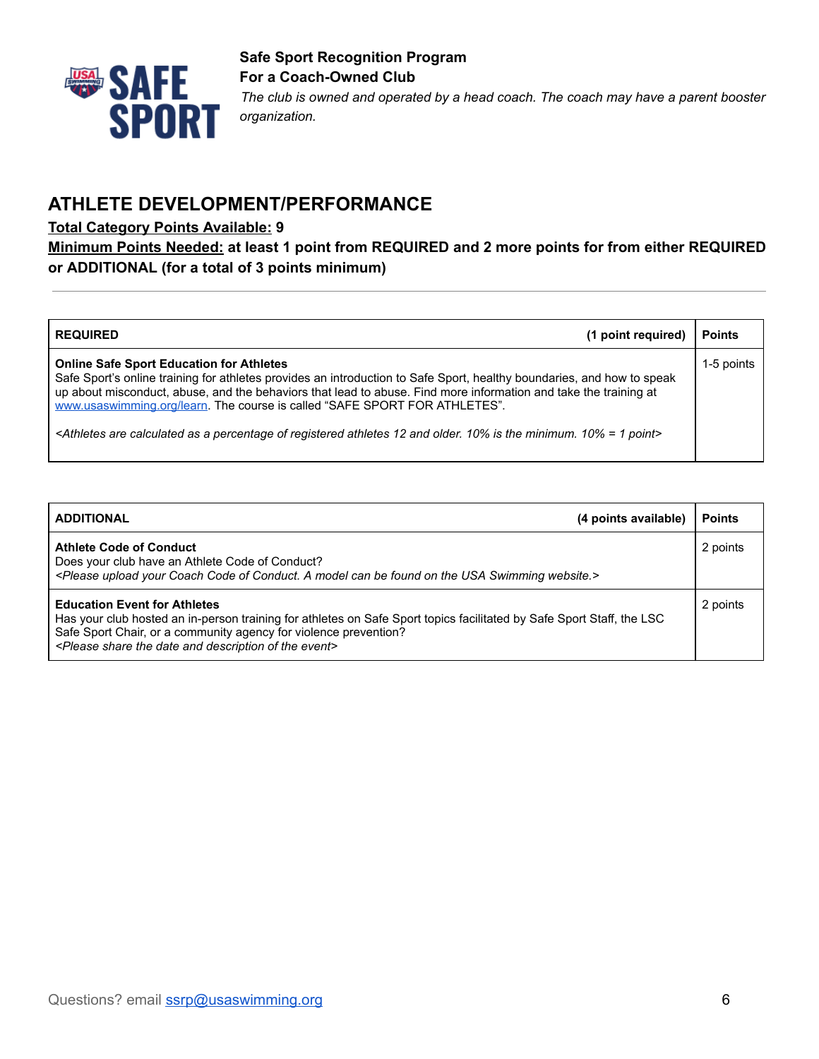**Safe Sport Recognition Program**
**For a Coach-Owned Club**
*The club is owned and operated by a head coach. The coach may have a parent booster organization.*

## ATHLETE DEVELOPMENT/PERFORMANCE

**Total Category Points Available: 9**
**Minimum Points Needed: at least 1 point from REQUIRED and 2 more points for from either REQUIRED or ADDITIONAL (for a total of 3 points minimum)**

---

| **REQUIRED** **(1 point required)** | **Points** |
|---|---|
| **Online Safe Sport Education for Athletes** Safe Sport's online training for athletes provides an introduction to Safe Sport, healthy boundaries, and how to speak up about misconduct, abuse, and the behaviors that lead to abuse. Find more information and take the training at www.usaswimming.org/learn. The course is called "SAFE SPORT FOR ATHLETES". *<Athletes are calculated as a percentage of registered athletes 12 and older. 10% is the minimum. 10% = 1 point>* | 1-5 points |

| **ADDITIONAL** **(4 points available)** | **Points** |
|---|---|
| **Athlete Code of Conduct** Does your club have an Athlete Code of Conduct? *<Please upload your Coach Code of Conduct. A model can be found on the USA Swimming website.>* | 2 points |
| **Education Event for Athletes** Has your club hosted an in-person training for athletes on Safe Sport topics facilitated by Safe Sport Staff, the LSC Safe Sport Chair, or a community agency for violence prevention? *<Please share the date and description of the event>* | 2 points |

Questions? email ssrp@usaswimming.org